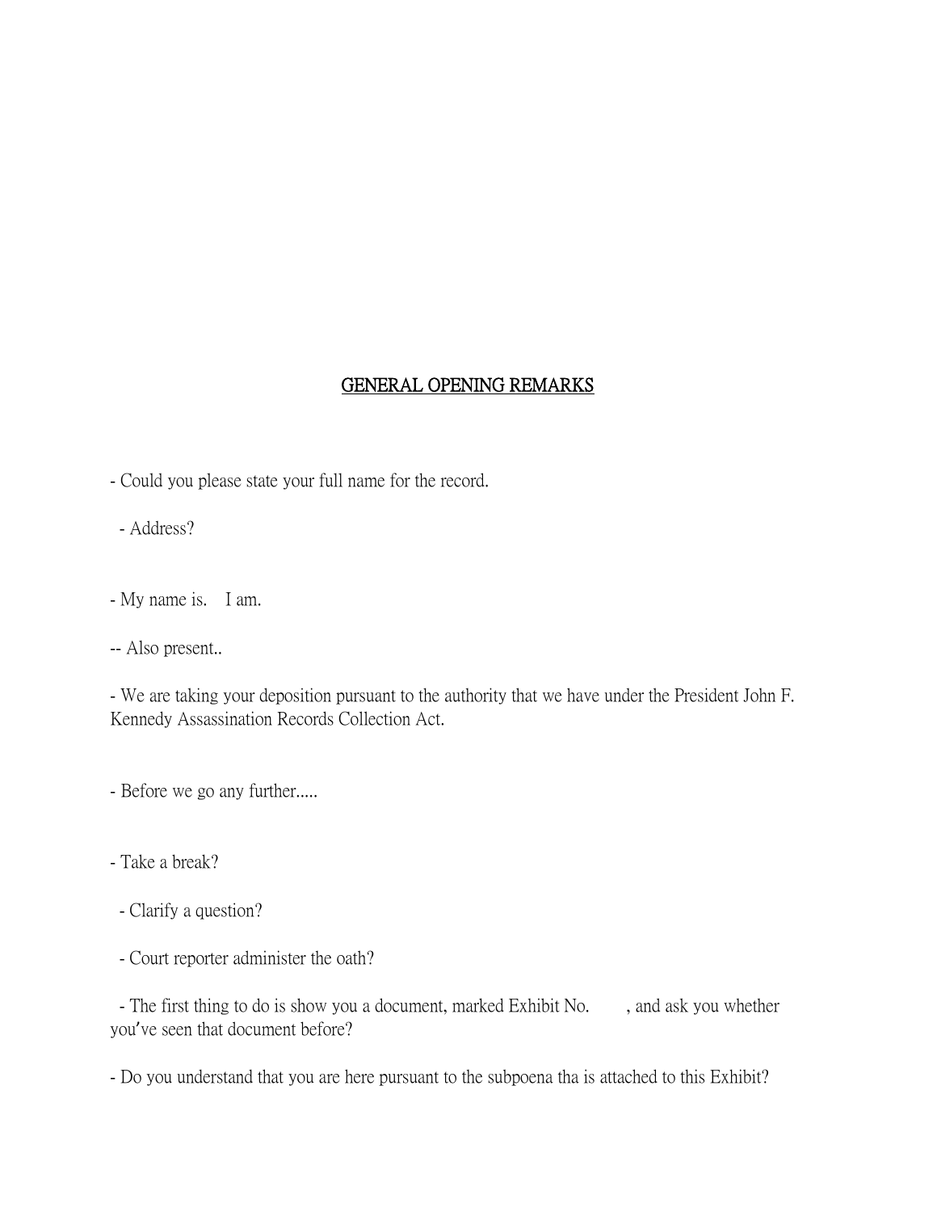# GENERAL OPENING REMARKS

- Could you please state your full name for the record.

  - Address?

- My name is.    I am.

-- Also present..

- We are taking your deposition pursuant to the authority that we have under the President John F. Kennedy Assassination Records Collection Act.

- Before we go any further.....

- Take a break?

  - Clarify a question?

  - Court reporter administer the oath?

  - The first thing to do is show you a document, marked Exhibit No.        , and ask you whether you've seen that document before?

- Do you understand that you are here pursuant to the subpoena tha is attached to this Exhibit?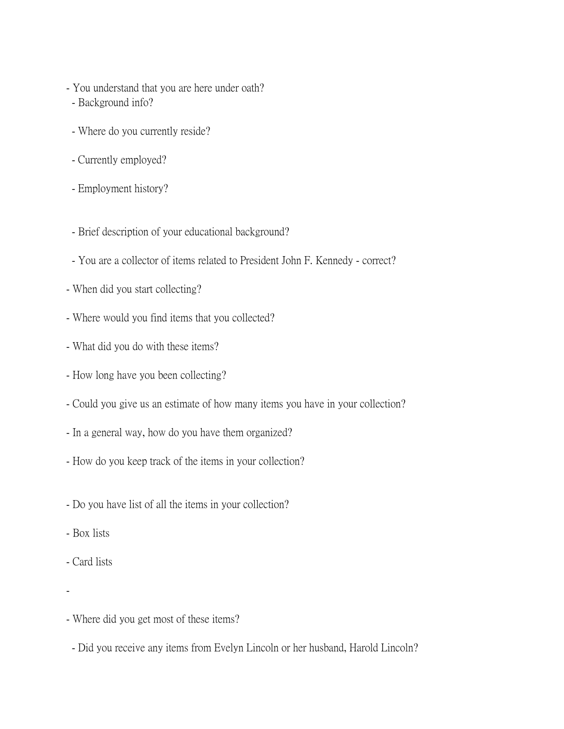- You understand that you are here under oath?
  - Background info?

  - Where do you currently reside?

  - Currently employed?

  - Employment history?

  - Brief description of your educational background?

  - You are a collector of items related to President John F. Kennedy - correct?

- When did you start collecting?

- Where would you find items that you collected?

- What did you do with these items?

- How long have you been collecting?

- Could you give us an estimate of how many items you have in your collection?

- In a general way, how do you have them organized?

- How do you keep track of the items in your collection?

- Do you have list of all the items in your collection?

- Box lists

- Card lists

-

- Where did you get most of these items?

  - Did you receive any items from Evelyn Lincoln or her husband, Harold Lincoln?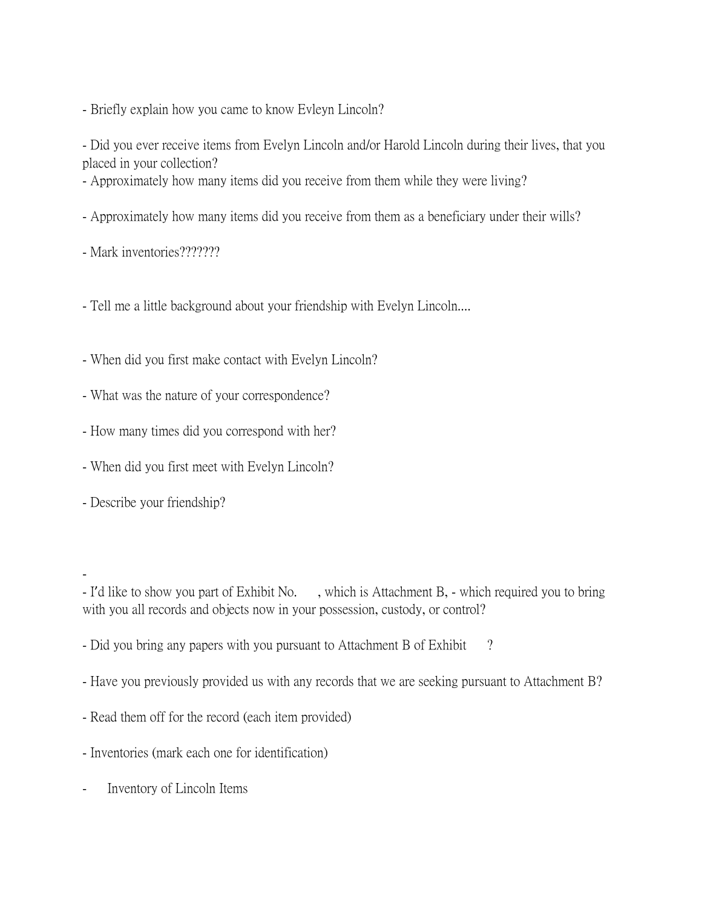- Briefly explain how you came to know Evleyn Lincoln?

- Did you ever receive items from Evelyn Lincoln and/or Harold Lincoln during their lives, that you placed in your collection?
- Approximately how many items did you receive from them while they were living?

- Approximately how many items did you receive from them as a beneficiary under their wills?

- Mark inventories??????

- Tell me a little background about your friendship with Evelyn Lincoln....

- When did you first make contact with Evelyn Lincoln?

- What was the nature of your correspondence?

- How many times did you correspond with her?

- When did you first meet with Evelyn Lincoln?

- Describe your friendship?

-
- I'd like to show you part of Exhibit No. , which is Attachment B, - which required you to bring with you all records and objects now in your possession, custody, or control?

- Did you bring any papers with you pursuant to Attachment B of Exhibit ?

- Have you previously provided us with any records that we are seeking pursuant to Attachment B?

- Read them off for the record (each item provided)

- Inventories (mark each one for identification)

- Inventory of Lincoln Items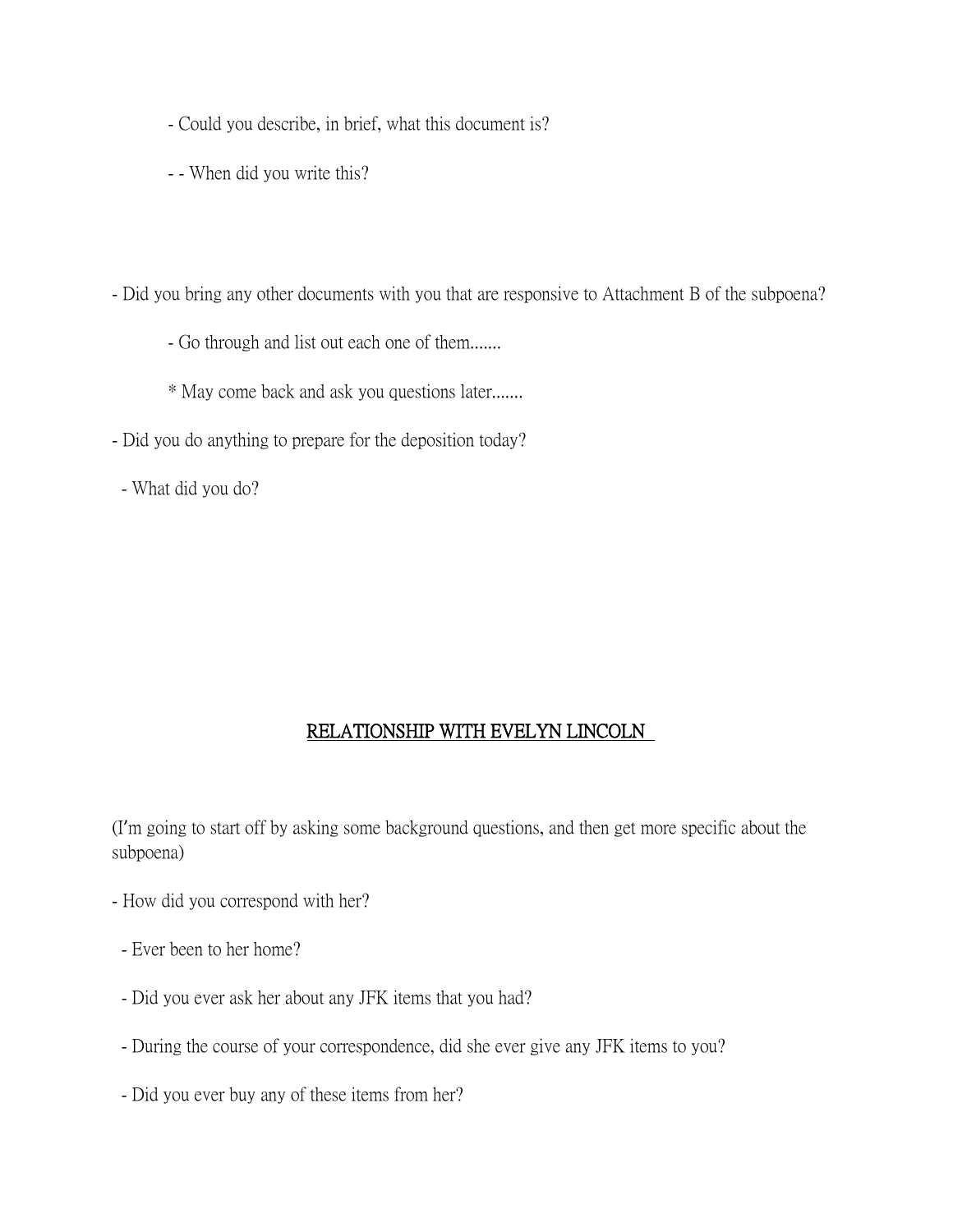- Could you describe, in brief, what this document is?

- - When did you write this?

- Did you bring any other documents with you that are responsive to Attachment B of the subpoena?

- Go through and list out each one of them.......

* May come back and ask you questions later.......

- Did you do anything to prepare for the deposition today?

- What did you do?

## RELATIONSHIP WITH EVELYN LINCOLN

(I'm going to start off by asking some background questions, and then get more specific about the subpoena)

- How did you correspond with her?

- Ever been to her home?

- Did you ever ask her about any JFK items that you had?

- During the course of your correspondence, did she ever give any JFK items to you?

- Did you ever buy any of these items from her?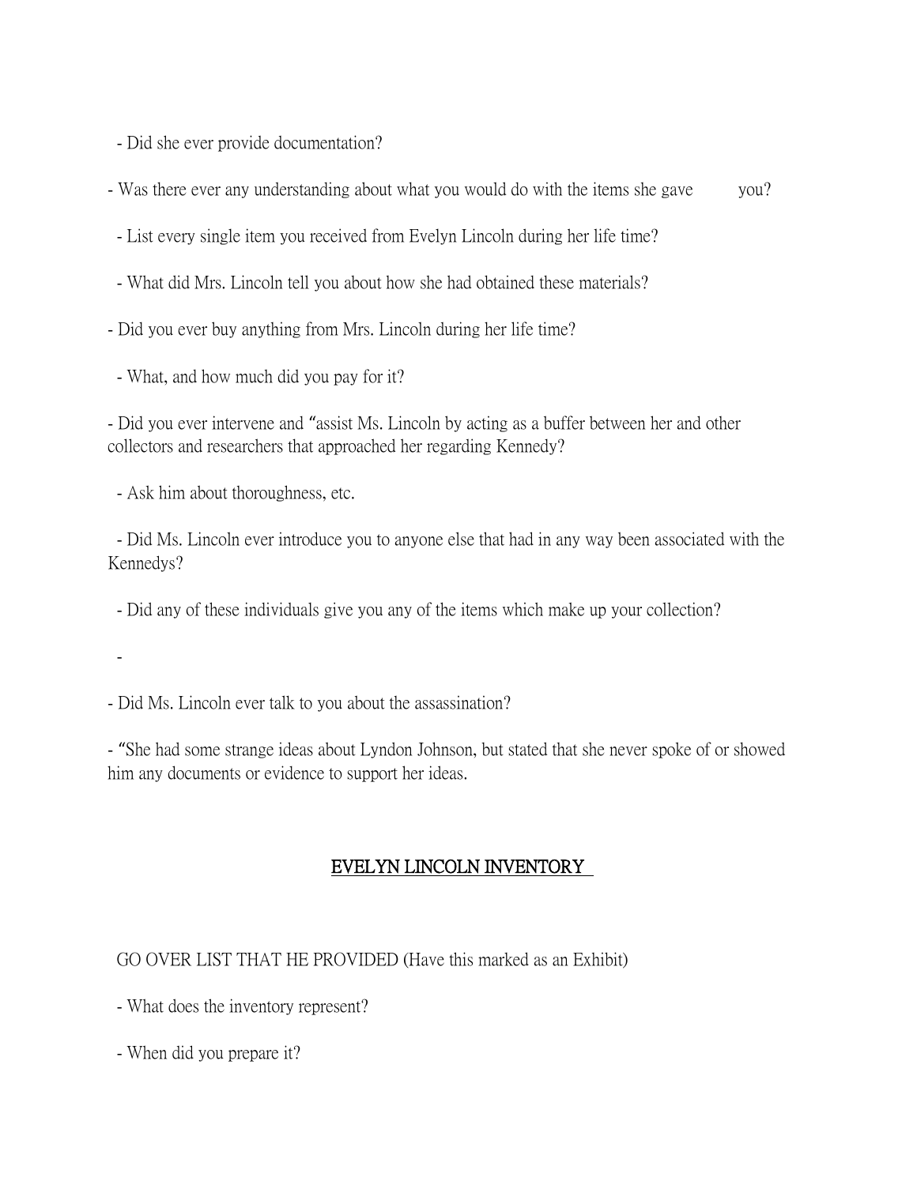- Did she ever provide documentation?

- Was there ever any understanding about what you would do with the items she gave you?

- List every single item you received from Evelyn Lincoln during her life time?

- What did Mrs. Lincoln tell you about how she had obtained these materials?

- Did you ever buy anything from Mrs. Lincoln during her life time?

- What, and how much did you pay for it?

- Did you ever intervene and "assist Ms. Lincoln by acting as a buffer between her and other collectors and researchers that approached her regarding Kennedy?

- Ask him about thoroughness, etc.

- Did Ms. Lincoln ever introduce you to anyone else that had in any way been associated with the Kennedys?

- Did any of these individuals give you any of the items which make up your collection?

-

- Did Ms. Lincoln ever talk to you about the assassination?

- "She had some strange ideas about Lyndon Johnson, but stated that she never spoke of or showed him any documents or evidence to support her ideas.

## EVELYN LINCOLN INVENTORY

GO OVER LIST THAT HE PROVIDED (Have this marked as an Exhibit)

- What does the inventory represent?

- When did you prepare it?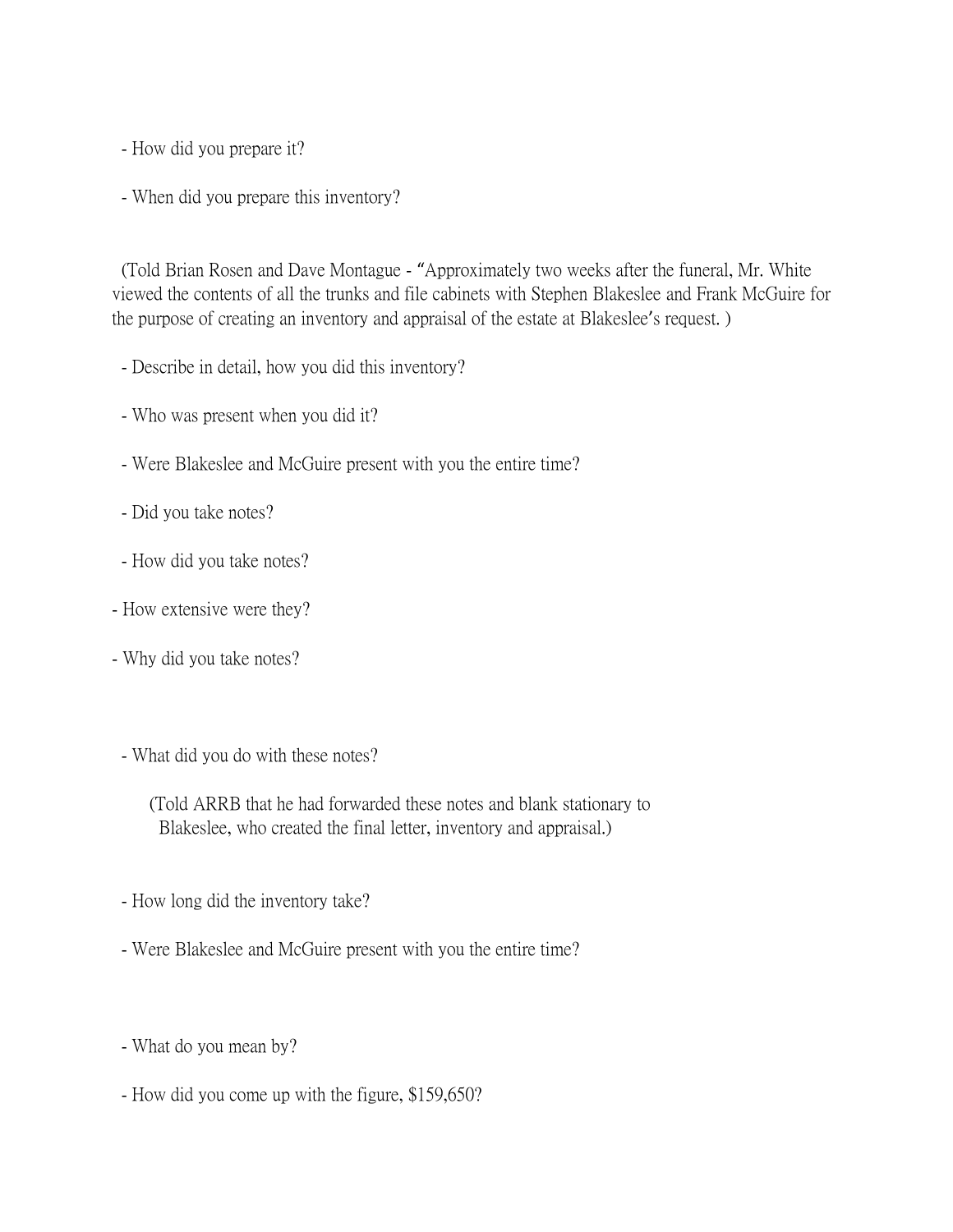- How did you prepare it?

- When did you prepare this inventory?

(Told Brian Rosen and Dave Montague - "Approximately two weeks after the funeral, Mr. White viewed the contents of all the trunks and file cabinets with Stephen Blakeslee and Frank McGuire for the purpose of creating an inventory and appraisal of the estate at Blakeslee's request. )

- Describe in detail, how you did this inventory?

- Who was present when you did it?

- Were Blakeslee and McGuire present with you the entire time?

- Did you take notes?

- How did you take notes?

- How extensive were they?

- Why did you take notes?

- What did you do with these notes?

    (Told ARRB that he had forwarded these notes and blank stationary to Blakeslee, who created the final letter, inventory and appraisal.)

- How long did the inventory take?

- Were Blakeslee and McGuire present with you the entire time?

- What do you mean by?

- How did you come up with the figure, $159,650?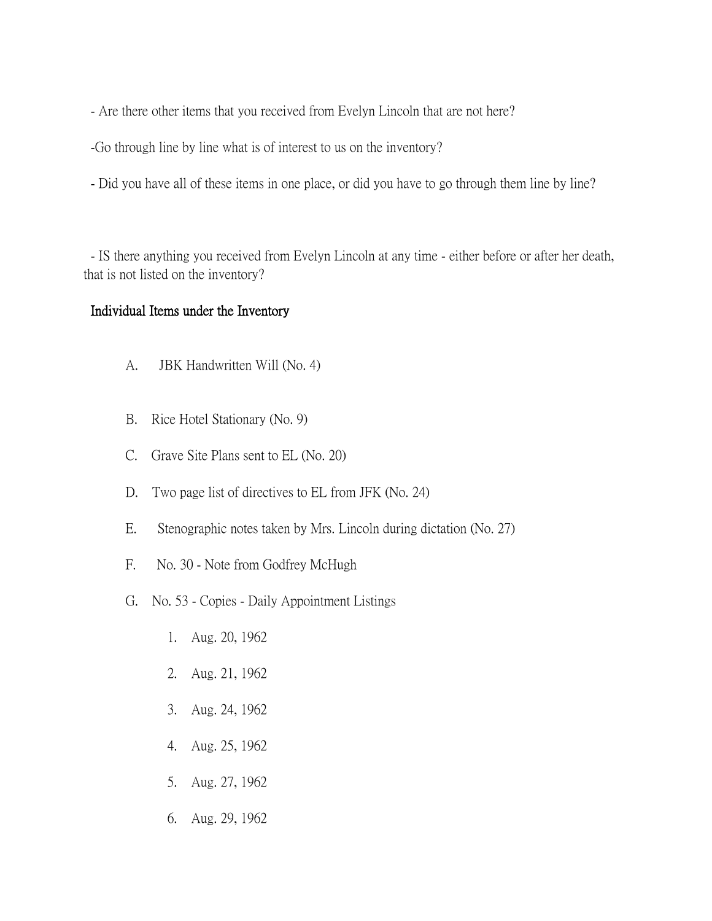- Are there other items that you received from Evelyn Lincoln that are not here?

-Go through line by line what is of interest to us on the inventory?

- Did you have all of these items in one place, or did you have to go through them line by line?

- IS there anything you received from Evelyn Lincoln at any time - either before or after her death, that is not listed on the inventory?

## Individual Items under the Inventory

A. JBK Handwritten Will (No. 4)

B. Rice Hotel Stationary (No. 9)

C. Grave Site Plans sent to EL (No. 20)

D. Two page list of directives to EL from JFK (No. 24)

E. Stenographic notes taken by Mrs. Lincoln during dictation (No. 27)

F. No. 30 - Note from Godfrey McHugh

G. No. 53 - Copies - Daily Appointment Listings

1. Aug. 20, 1962
2. Aug. 21, 1962
3. Aug. 24, 1962
4. Aug. 25, 1962
5. Aug. 27, 1962
6. Aug. 29, 1962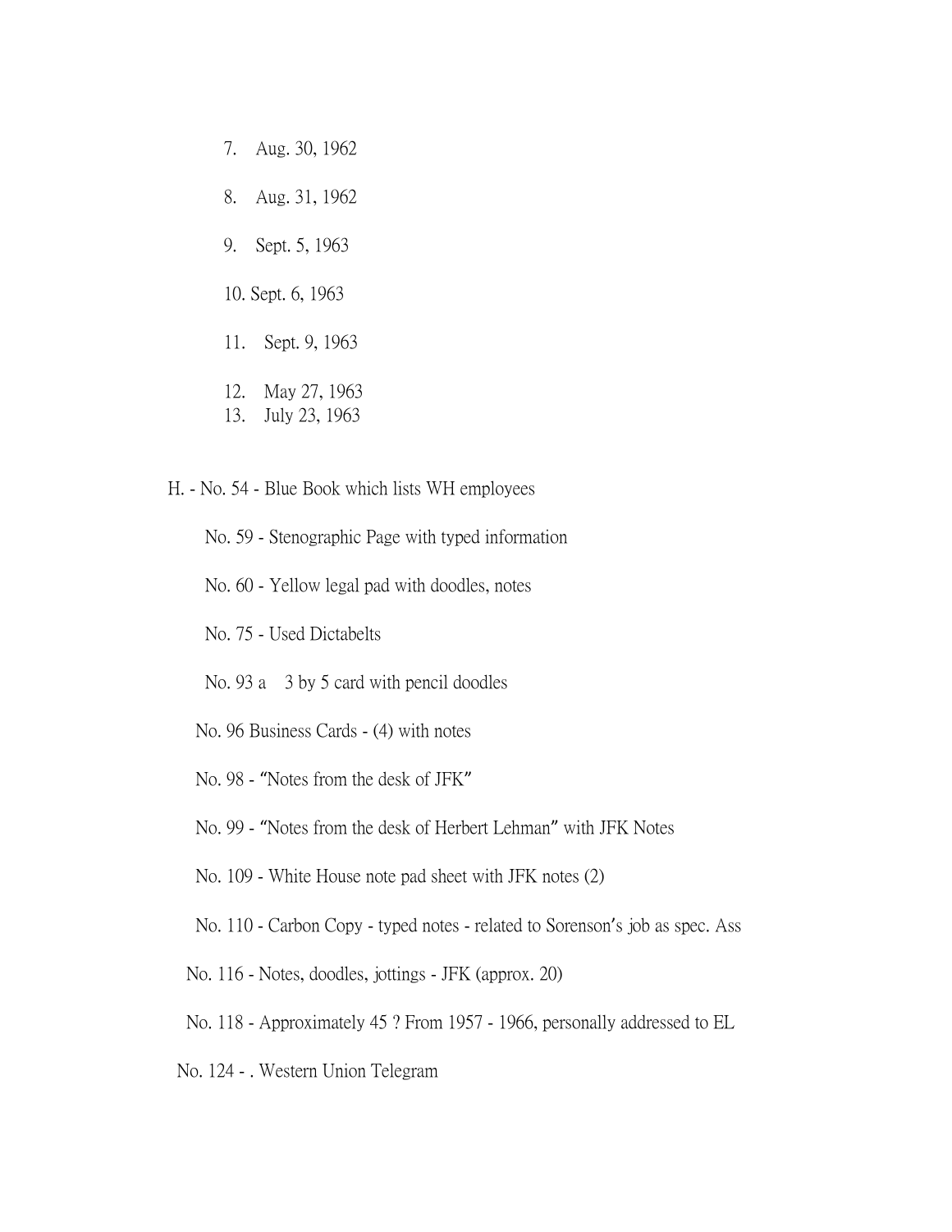7. Aug. 30, 1962

8. Aug. 31, 1962

9. Sept. 5, 1963

10. Sept. 6, 1963

11. Sept. 9, 1963

12. May 27, 1963
13. July 23, 1963

H. - No. 54 - Blue Book which lists WH employees

No. 59 - Stenographic Page with typed information

No. 60 - Yellow legal pad with doodles, notes

No. 75 - Used Dictabelts

No. 93 a 3 by 5 card with pencil doodles

No. 96 Business Cards - (4) with notes

No. 98 - "Notes from the desk of JFK"

No. 99 - "Notes from the desk of Herbert Lehman" with JFK Notes

No. 109 - White House note pad sheet with JFK notes (2)

No. 110 - Carbon Copy - typed notes - related to Sorenson's job as spec. Ass

No. 116 - Notes, doodles, jottings - JFK (approx. 20)

No. 118 - Approximately 45 ? From 1957 - 1966, personally addressed to EL

No. 124 - . Western Union Telegram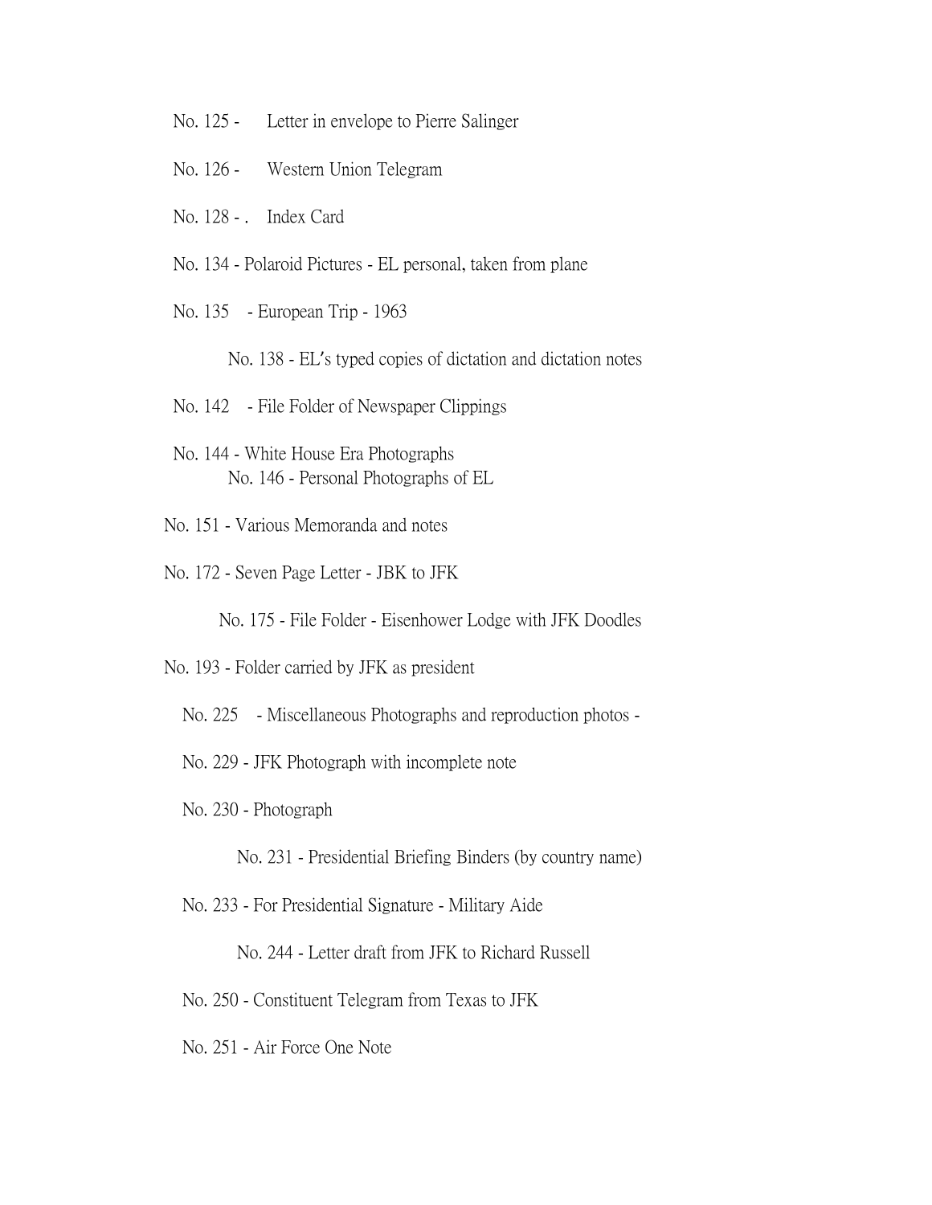No. 125 - Letter in envelope to Pierre Salinger

No. 126 - Western Union Telegram

No. 128 - . Index Card

No. 134 - Polaroid Pictures - EL personal, taken from plane

No. 135 - European Trip - 1963

No. 138 - EL's typed copies of dictation and dictation notes

No. 142 - File Folder of Newspaper Clippings

No. 144 - White House Era Photographs

No. 146 - Personal Photographs of EL

No. 151 - Various Memoranda and notes

No. 172 - Seven Page Letter - JBK to JFK

No. 175 - File Folder - Eisenhower Lodge with JFK Doodles

No. 193 - Folder carried by JFK as president

No. 225 - Miscellaneous Photographs and reproduction photos -

No. 229 - JFK Photograph with incomplete note

No. 230 - Photograph

No. 231 - Presidential Briefing Binders (by country name)

No. 233 - For Presidential Signature - Military Aide

No. 244 - Letter draft from JFK to Richard Russell

No. 250 - Constituent Telegram from Texas to JFK

No. 251 - Air Force One Note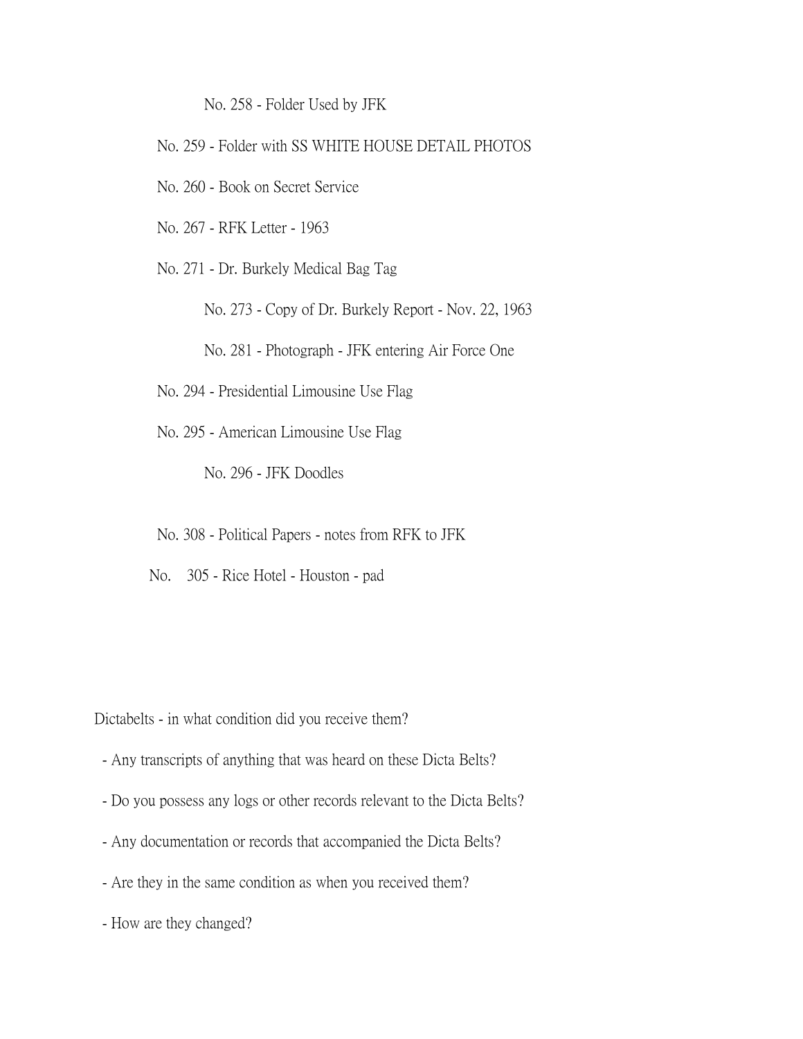No. 258 - Folder Used by JFK

No. 259 - Folder with SS WHITE HOUSE DETAIL PHOTOS

No. 260 - Book on Secret Service

No. 267 - RFK Letter - 1963

No. 271 - Dr. Burkely Medical Bag Tag

No. 273 - Copy of Dr. Burkely Report - Nov. 22, 1963

No. 281 - Photograph - JFK entering Air Force One

No. 294 - Presidential Limousine Use Flag

No. 295 - American Limousine Use Flag

No. 296 - JFK Doodles

No. 308 - Political Papers - notes from RFK to JFK

No. 305 - Rice Hotel - Houston - pad

Dictabelts - in what condition did you receive them?

- Any transcripts of anything that was heard on these Dicta Belts?
- Do you possess any logs or other records relevant to the Dicta Belts?
- Any documentation or records that accompanied the Dicta Belts?
- Are they in the same condition as when you received them?
- How are they changed?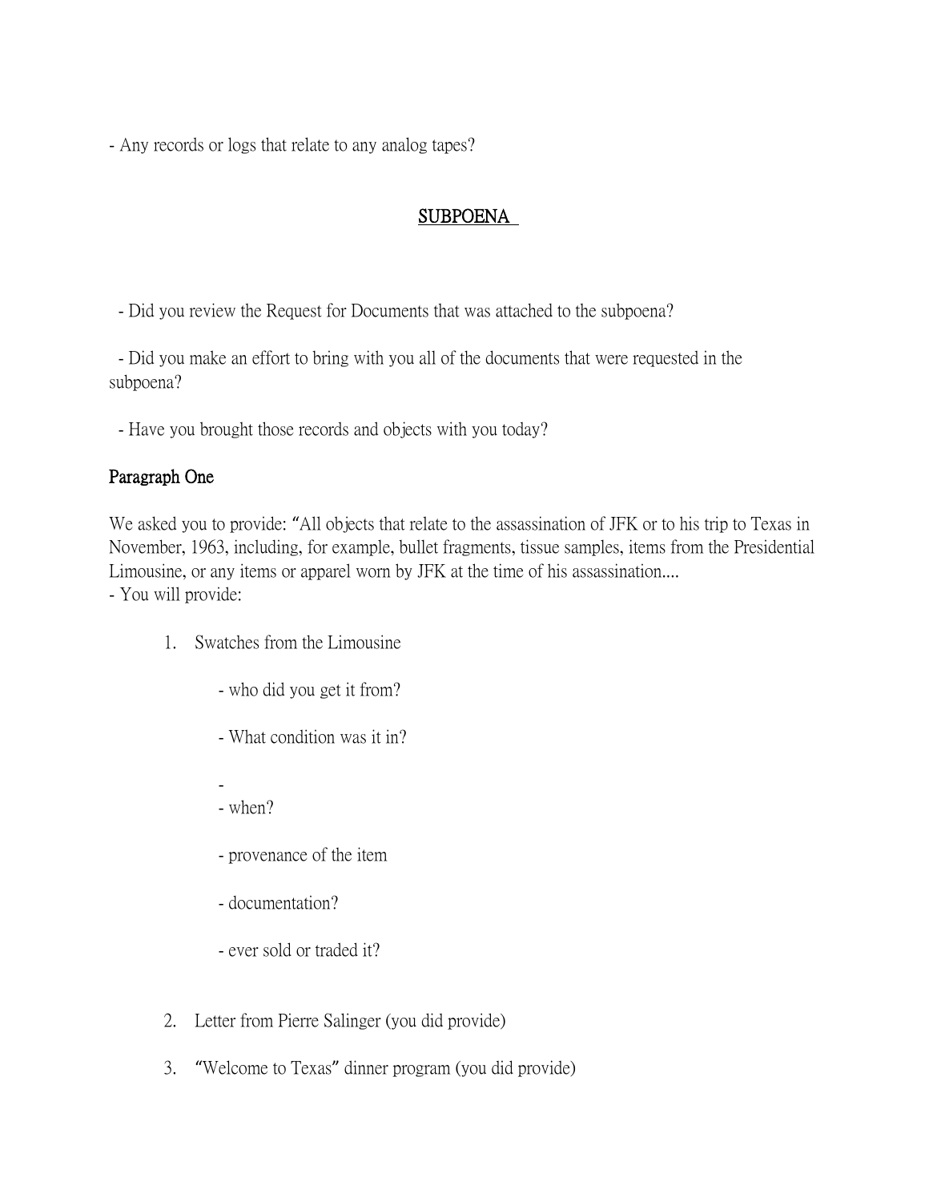- Any records or logs that relate to any analog tapes?

## SUBPOENA

- Did you review the Request for Documents that was attached to the subpoena?

- Did you make an effort to bring with you all of the documents that were requested in the subpoena?

- Have you brought those records and objects with you today?

### Paragraph One

We asked you to provide: "All objects that relate to the assassination of JFK or to his trip to Texas in November, 1963, including, for example, bullet fragments, tissue samples, items from the Presidential Limousine, or any items or apparel worn by JFK at the time of his assassination....

- You will provide:

1. Swatches from the Limousine

   - who did you get it from?

   - What condition was it in?

   -

   - when?

   - provenance of the item

   - documentation?

   - ever sold or traded it?

2. Letter from Pierre Salinger (you did provide)

3. "Welcome to Texas" dinner program (you did provide)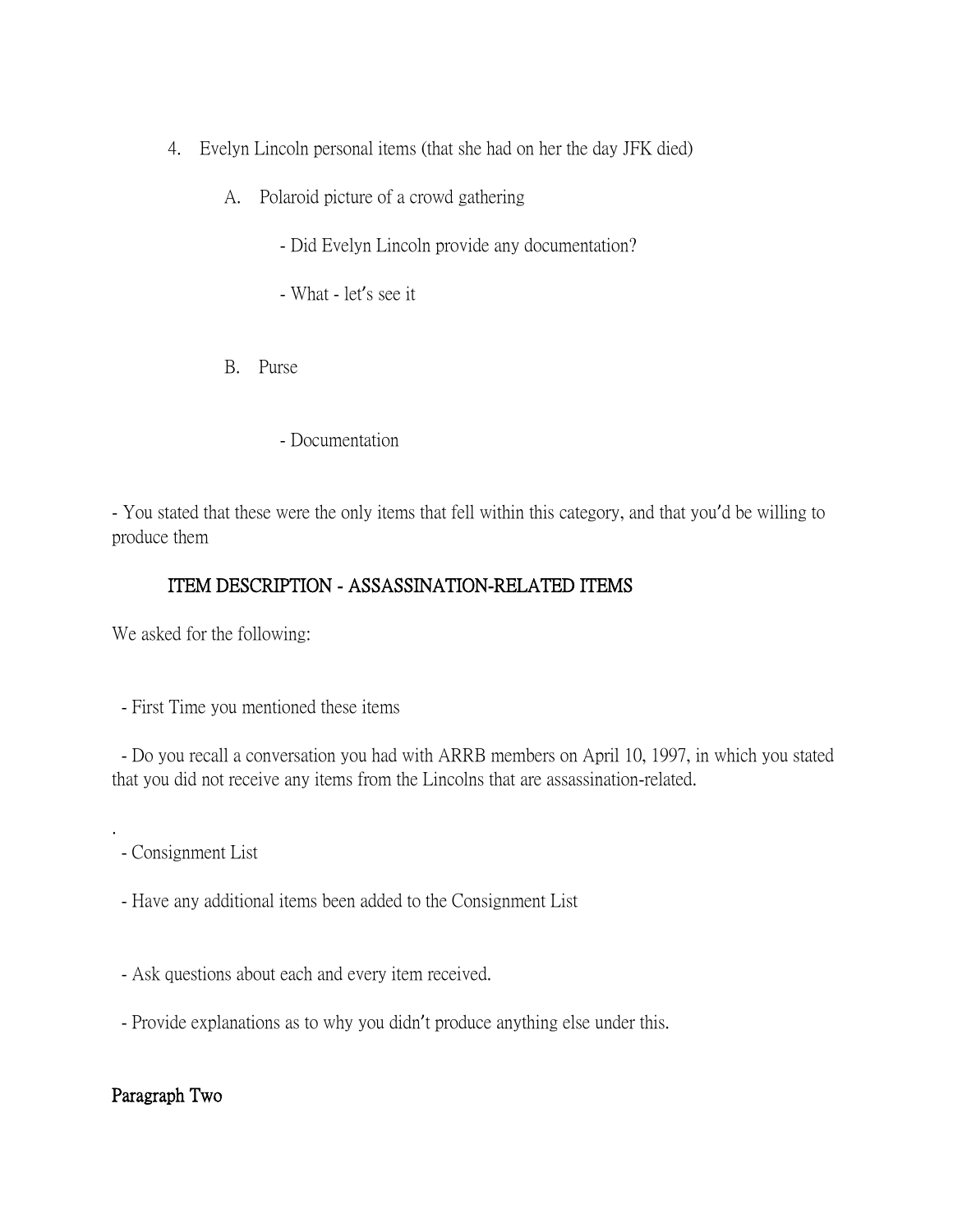4. Evelyn Lincoln personal items (that she had on her the day JFK died)

   A. Polaroid picture of a crowd gathering

      - Did Evelyn Lincoln provide any documentation?

      - What - let's see it

   B. Purse

      - Documentation

- You stated that these were the only items that fell within this category, and that you'd be willing to produce them

## ITEM DESCRIPTION - ASSASSINATION-RELATED ITEMS

We asked for the following:

- First Time you mentioned these items

- Do you recall a conversation you had with ARRB members on April 10, 1997, in which you stated that you did not receive any items from the Lincolns that are assassination-related.

.

- Consignment List

- Have any additional items been added to the Consignment List

- Ask questions about each and every item received.

- Provide explanations as to why you didn't produce anything else under this.

**Paragraph Two**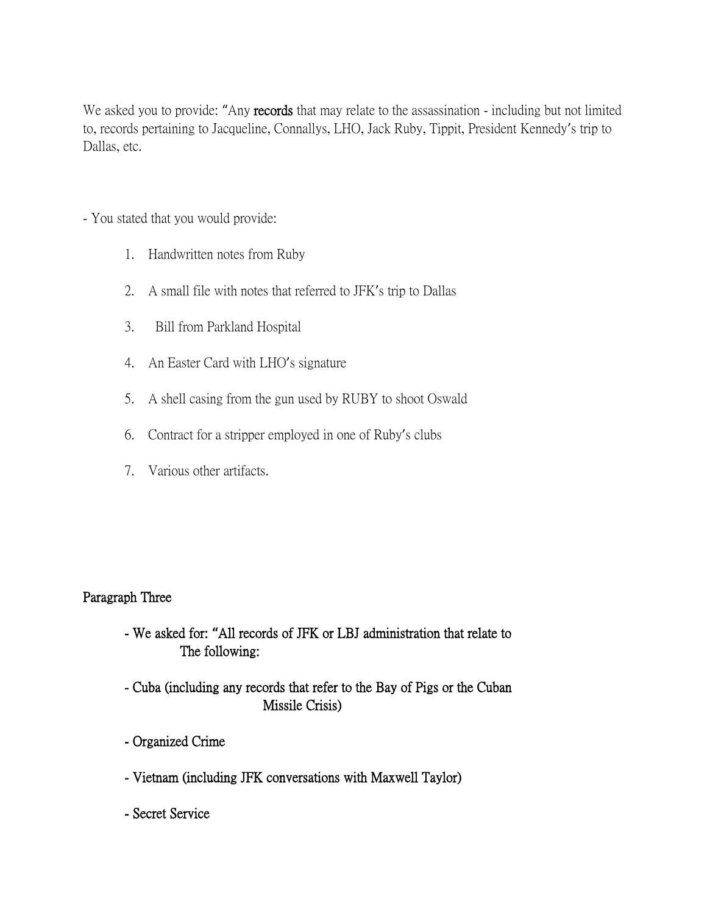We asked you to provide: "Any **records** that may relate to the assassination - including but not limited to, records pertaining to Jacqueline, Connallys, LHO, Jack Ruby, Tippit, President Kennedy's trip to Dallas, etc.

- You stated that you would provide:

1. Handwritten notes from Ruby
2. A small file with notes that referred to JFK's trip to Dallas
3. Bill from Parkland Hospital
4. An Easter Card with LHO's signature
5. A shell casing from the gun used by RUBY to shoot Oswald
6. Contract for a stripper employed in one of Ruby's clubs
7. Various other artifacts.

**Paragraph Three**

- **We asked for: "All records of JFK or LBJ administration that relate to The following:**

- **Cuba (including any records that refer to the Bay of Pigs or the Cuban Missile Crisis)**

- **Organized Crime**

- **Vietnam (including JFK conversations with Maxwell Taylor)**

- **Secret Service**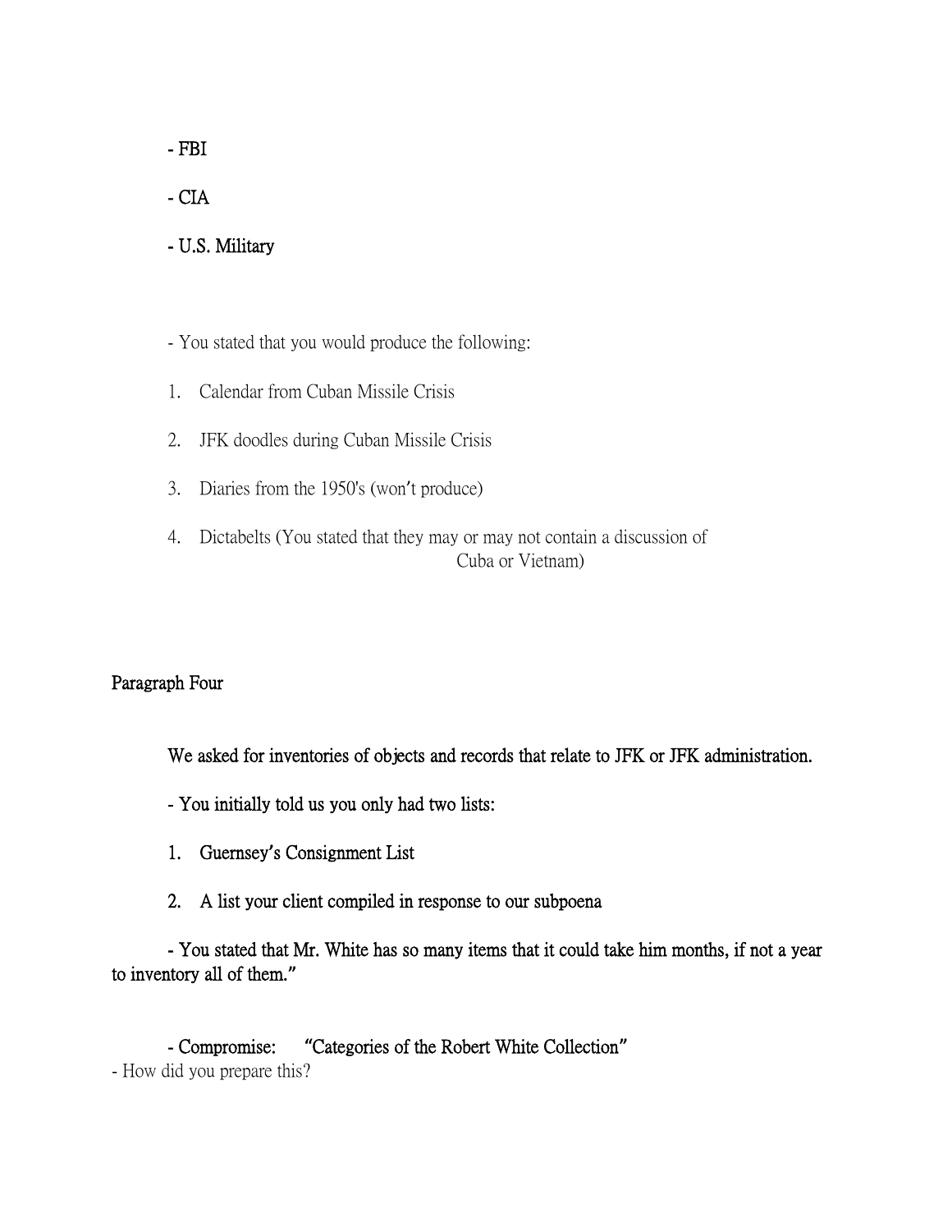- FBI

- CIA

- U.S. Military

- You stated that you would produce the following:

1. Calendar from Cuban Missile Crisis
2. JFK doodles during Cuban Missile Crisis
3. Diaries from the 1950's (won't produce)
4. Dictabelts (You stated that they may or may not contain a discussion of Cuba or Vietnam)

Paragraph Four

We asked for inventories of objects and records that relate to JFK or JFK administration.

- You initially told us you only had two lists:

1. Guernsey's Consignment List
2. A list your client compiled in response to our subpoena

- You stated that Mr. White has so many items that it could take him months, if not a year to inventory all of them."

- Compromise: "Categories of the Robert White Collection"

- How did you prepare this?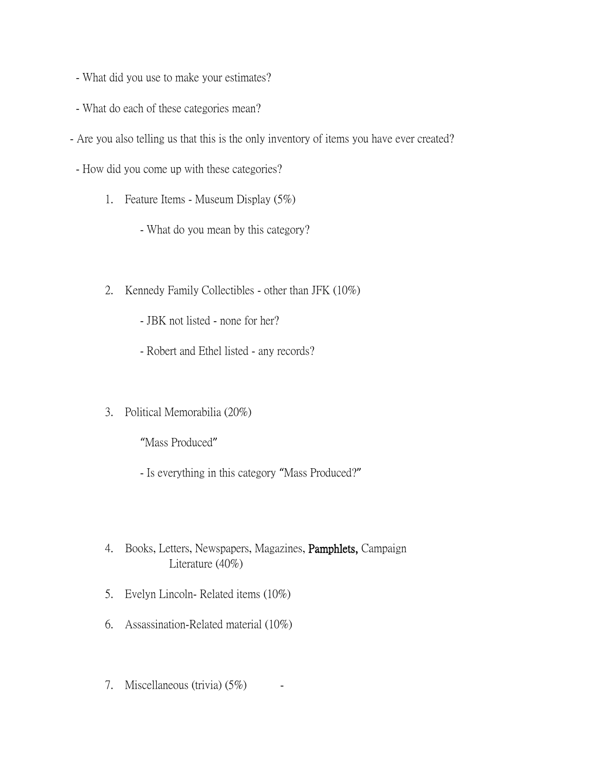- What did you use to make your estimates?

- What do each of these categories mean?

- Are you also telling us that this is the only inventory of items you have ever created?

- How did you come up with these categories?

1. Feature Items - Museum Display (5%)

   - What do you mean by this category?

2. Kennedy Family Collectibles - other than JFK (10%)

   - JBK not listed - none for her?

   - Robert and Ethel listed - any records?

3. Political Memorabilia (20%)

   "Mass Produced"

   - Is everything in this category "Mass Produced?"

4. Books, Letters, Newspapers, Magazines, **Pamphlets,** Campaign Literature (40%)

5. Evelyn Lincoln- Related items (10%)

6. Assassination-Related material (10%)

7. Miscellaneous (trivia) (5%) -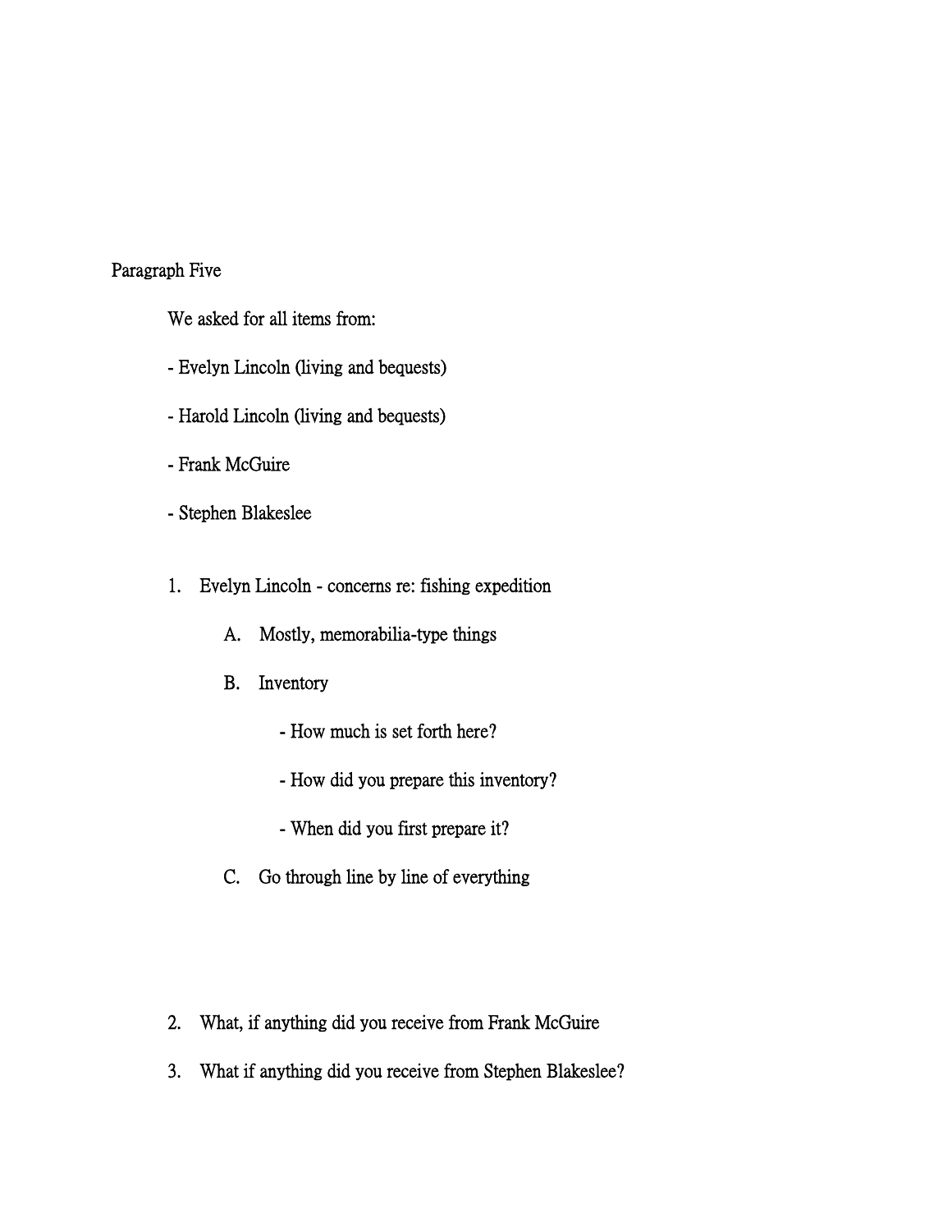Paragraph Five

We asked for all items from:

- Evelyn Lincoln (living and bequests)
- Harold Lincoln (living and bequests)
- Frank McGuire
- Stephen Blakeslee

1. Evelyn Lincoln - concerns re: fishing expedition

    A. Mostly, memorabilia-type things

    B. Inventory

        - How much is set forth here?
        - How did you prepare this inventory?
        - When did you first prepare it?

    C. Go through line by line of everything

2. What, if anything did you receive from Frank McGuire

3. What if anything did you receive from Stephen Blakeslee?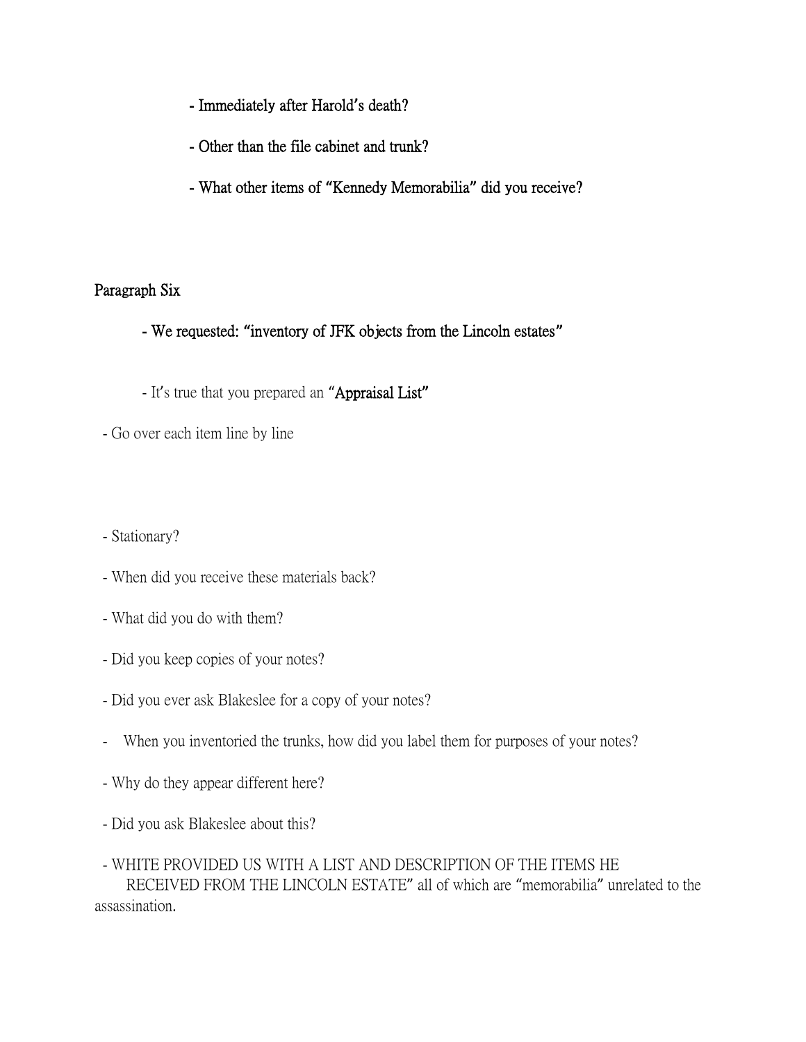- Immediately after Harold's death?

- Other than the file cabinet and trunk?

- What other items of "Kennedy Memorabilia" did you receive?

Paragraph Six

- We requested: "inventory of JFK objects from the Lincoln estates"

- It's true that you prepared an "Appraisal List"

- Go over each item line by line

- Stationary?

- When did you receive these materials back?

- What did you do with them?

- Did you keep copies of your notes?

- Did you ever ask Blakeslee for a copy of your notes?

- When you inventoried the trunks, how did you label them for purposes of your notes?

- Why do they appear different here?

- Did you ask Blakeslee about this?

- WHITE PROVIDED US WITH A LIST AND DESCRIPTION OF THE ITEMS HE RECEIVED FROM THE LINCOLN ESTATE" all of which are "memorabilia" unrelated to the assassination.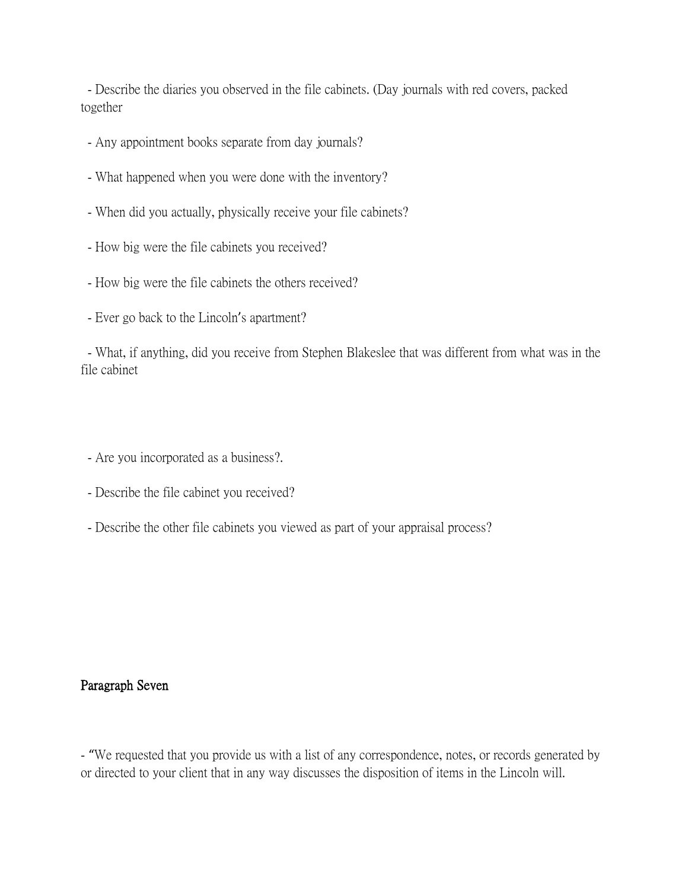- Describe the diaries you observed in the file cabinets. (Day journals with red covers, packed together

- Any appointment books separate from day journals?

- What happened when you were done with the inventory?

- When did you actually, physically receive your file cabinets?

- How big were the file cabinets you received?

- How big were the file cabinets the others received?

- Ever go back to the Lincoln's apartment?

- What, if anything, did you receive from Stephen Blakeslee that was different from what was in the file cabinet

- Are you incorporated as a business?.

- Describe the file cabinet you received?

- Describe the other file cabinets you viewed as part of your appraisal process?

**Paragraph Seven**

- "We requested that you provide us with a list of any correspondence, notes, or records generated by or directed to your client that in any way discusses the disposition of items in the Lincoln will.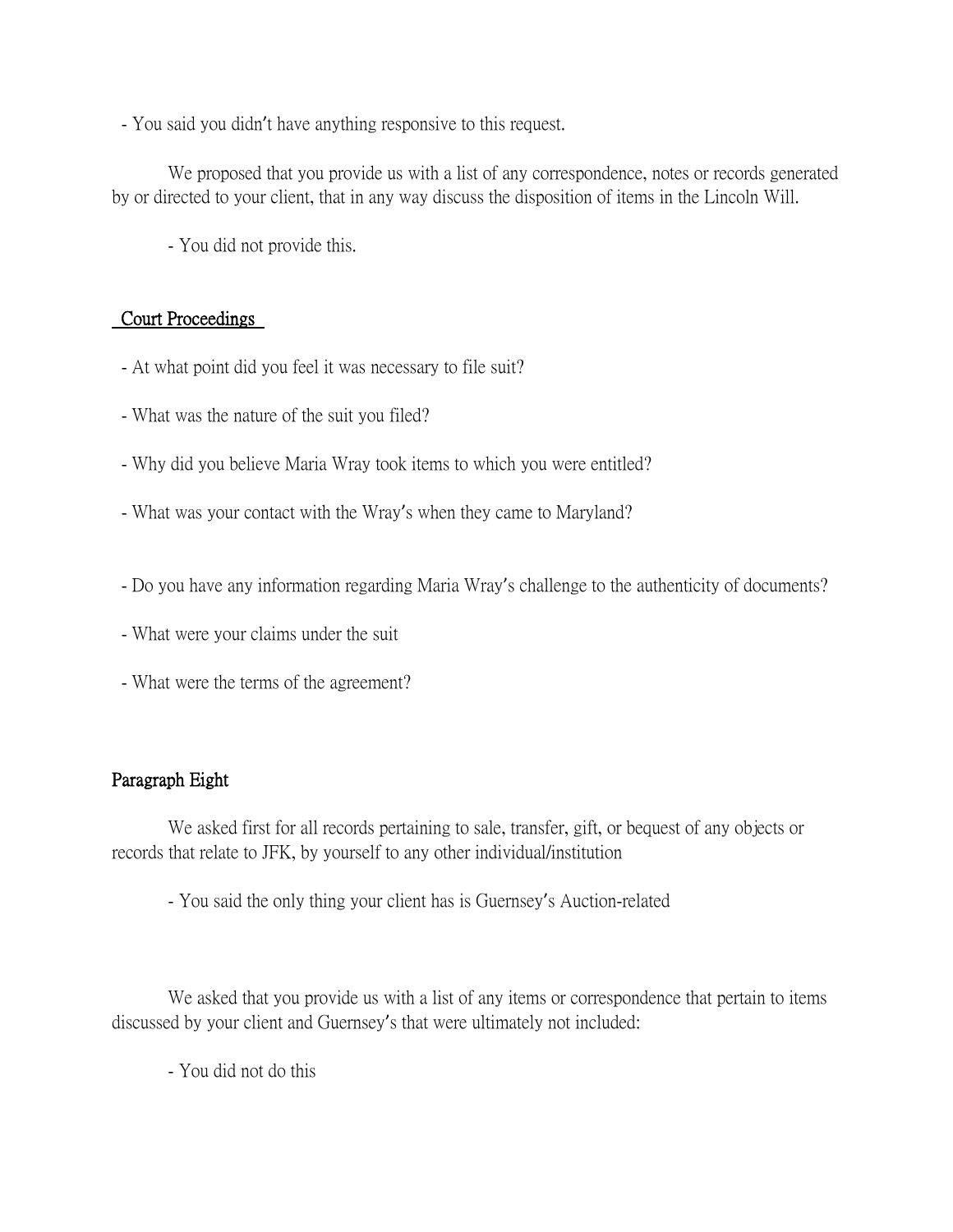- You said you didn't have anything responsive to this request.

We proposed that you provide us with a list of any correspondence, notes or records generated by or directed to your client, that in any way discuss the disposition of items in the Lincoln Will.

- You did not provide this.

## Court Proceedings

- At what point did you feel it was necessary to file suit?

- What was the nature of the suit you filed?

- Why did you believe Maria Wray took items to which you were entitled?

- What was your contact with the Wray's when they came to Maryland?

- Do you have any information regarding Maria Wray's challenge to the authenticity of documents?

- What were your claims under the suit

- What were the terms of the agreement?

## Paragraph Eight

We asked first for all records pertaining to sale, transfer, gift, or bequest of any objects or records that relate to JFK, by yourself to any other individual/institution

- You said the only thing your client has is Guernsey's Auction-related

We asked that you provide us with a list of any items or correspondence that pertain to items discussed by your client and Guernsey's that were ultimately not included:

- You did not do this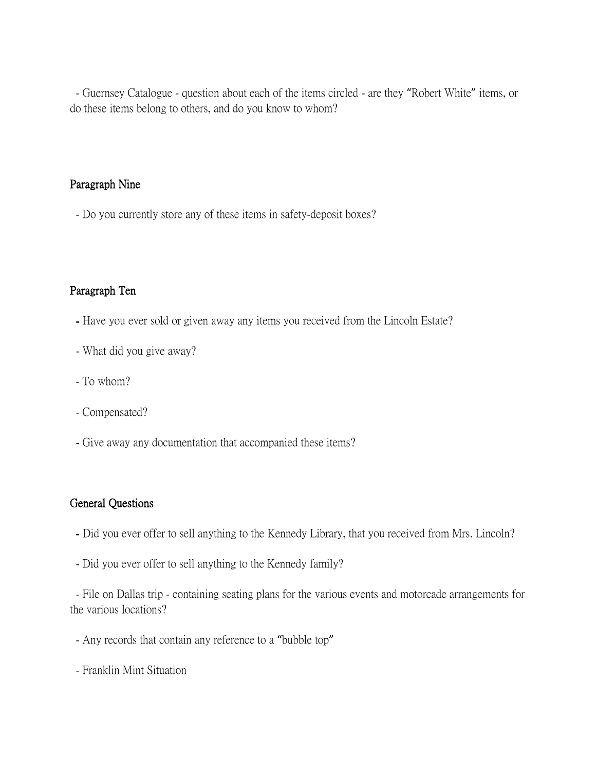- Guernsey Catalogue - question about each of the items circled - are they "Robert White" items, or do these items belong to others, and do you know to whom?

## Paragraph Nine

- Do you currently store any of these items in safety-deposit boxes?

## Paragraph Ten

- Have you ever sold or given away any items you received from the Lincoln Estate?
- What did you give away?
- To whom?
- Compensated?
- Give away any documentation that accompanied these items?

## General Questions

- Did you ever offer to sell anything to the Kennedy Library, that you received from Mrs. Lincoln?
- Did you ever offer to sell anything to the Kennedy family?
- File on Dallas trip - containing seating plans for the various events and motorcade arrangements for the various locations?
- Any records that contain any reference to a "bubble top"
- Franklin Mint Situation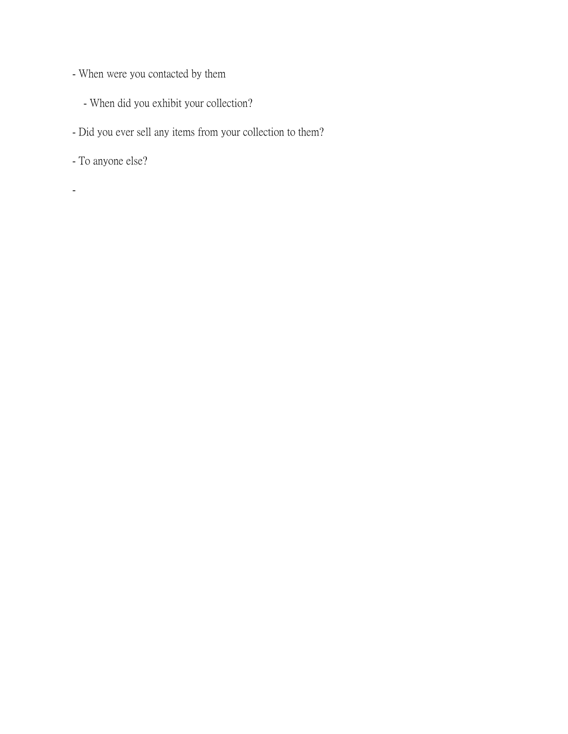- When were you contacted by them

    - When did you exhibit your collection?

- Did you ever sell any items from your collection to them?

- To anyone else?

-